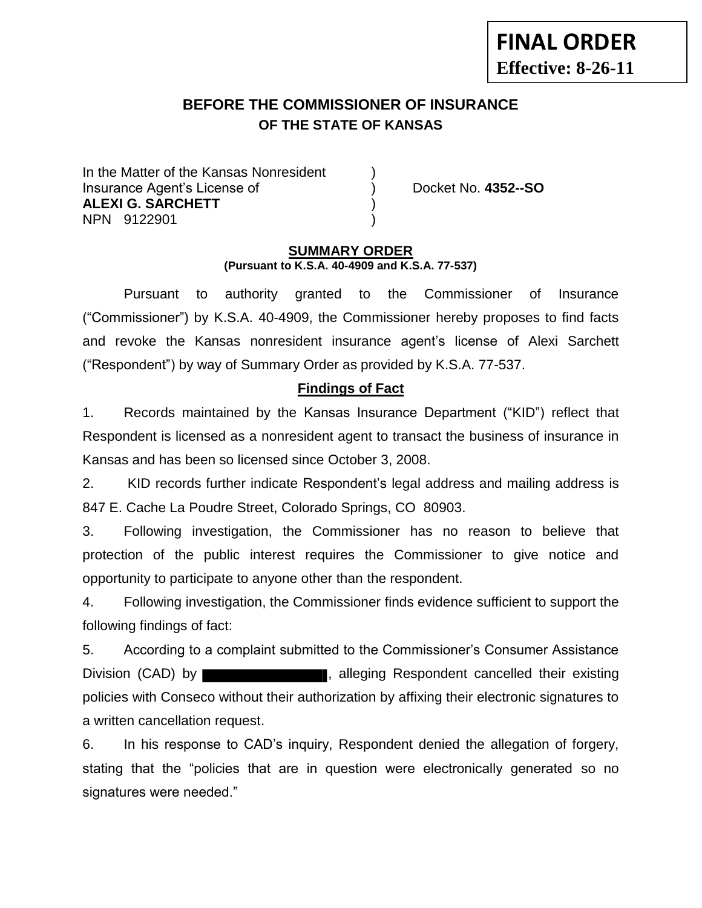**FINAL ORDER**
**Effective: 8-26-11**

# BEFORE THE COMMISSIONER OF INSURANCE
## OF THE STATE OF KANSAS

In the Matter of the Kansas Nonresident )
Insurance Agent's License of ) Docket No. **4352--SO**
**ALEXI G. SARCHETT** )
NPN 9122901 )

### SUMMARY ORDER
**(Pursuant to K.S.A. 40-4909 and K.S.A. 77-537)**

Pursuant to authority granted to the Commissioner of Insurance ("Commissioner") by K.S.A. 40-4909, the Commissioner hereby proposes to find facts and revoke the Kansas nonresident insurance agent's license of Alexi Sarchett ("Respondent") by way of Summary Order as provided by K.S.A. 77-537.

### Findings of Fact

1. Records maintained by the Kansas Insurance Department ("KID") reflect that Respondent is licensed as a nonresident agent to transact the business of insurance in Kansas and has been so licensed since October 3, 2008.

2. KID records further indicate Respondent's legal address and mailing address is 847 E. Cache La Poudre Street, Colorado Springs, CO 80903.

3. Following investigation, the Commissioner has no reason to believe that protection of the public interest requires the Commissioner to give notice and opportunity to participate to anyone other than the respondent.

4. Following investigation, the Commissioner finds evidence sufficient to support the following findings of fact:

5. According to a complaint submitted to the Commissioner's Consumer Assistance Division (CAD) by [REDACTED], alleging Respondent cancelled their existing policies with Conseco without their authorization by affixing their electronic signatures to a written cancellation request.

6. In his response to CAD's inquiry, Respondent denied the allegation of forgery, stating that the "policies that are in question were electronically generated so no signatures were needed."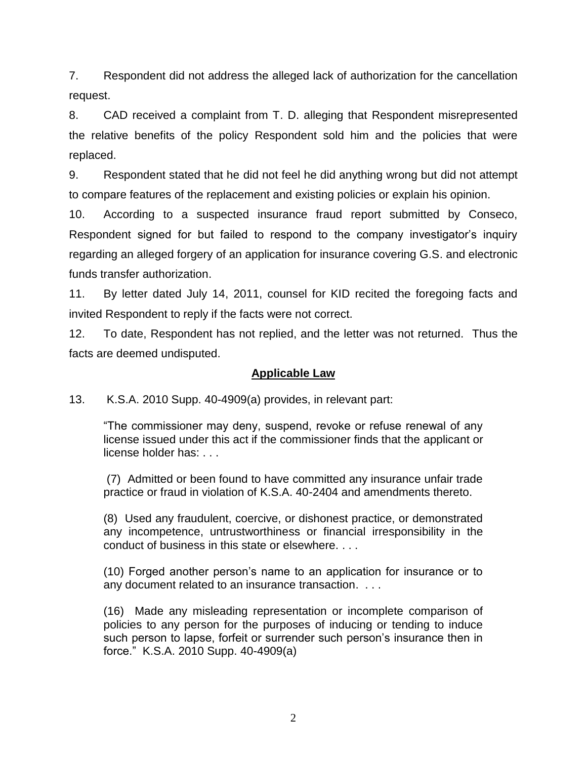7. Respondent did not address the alleged lack of authorization for the cancellation request.

8. CAD received a complaint from T. D. alleging that Respondent misrepresented the relative benefits of the policy Respondent sold him and the policies that were replaced.

9. Respondent stated that he did not feel he did anything wrong but did not attempt to compare features of the replacement and existing policies or explain his opinion.

10. According to a suspected insurance fraud report submitted by Conseco, Respondent signed for but failed to respond to the company investigator's inquiry regarding an alleged forgery of an application for insurance covering G.S. and electronic funds transfer authorization.

11. By letter dated July 14, 2011, counsel for KID recited the foregoing facts and invited Respondent to reply if the facts were not correct.

12. To date, Respondent has not replied, and the letter was not returned. Thus the facts are deemed undisputed.

## **Applicable Law**

13. K.S.A. 2010 Supp. 40-4909(a) provides, in relevant part:

> "The commissioner may deny, suspend, revoke or refuse renewal of any license issued under this act if the commissioner finds that the applicant or license holder has: . . .
>
> (7) Admitted or been found to have committed any insurance unfair trade practice or fraud in violation of K.S.A. 40-2404 and amendments thereto.
>
> (8) Used any fraudulent, coercive, or dishonest practice, or demonstrated any incompetence, untrustworthiness or financial irresponsibility in the conduct of business in this state or elsewhere. . . .
>
> (10) Forged another person's name to an application for insurance or to any document related to an insurance transaction. . . .
>
> (16) Made any misleading representation or incomplete comparison of policies to any person for the purposes of inducing or tending to induce such person to lapse, forfeit or surrender such person's insurance then in force." K.S.A. 2010 Supp. 40-4909(a)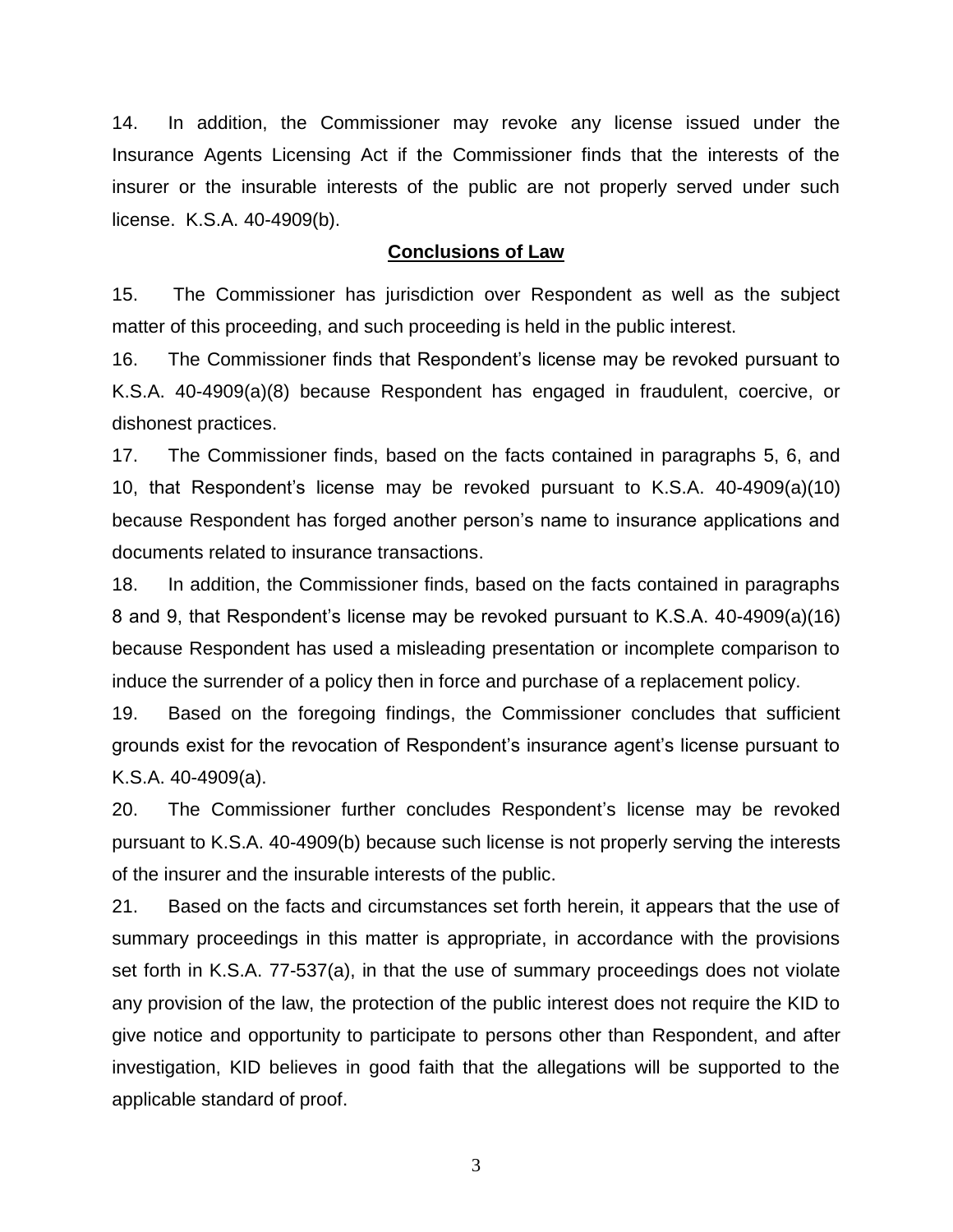14. In addition, the Commissioner may revoke any license issued under the Insurance Agents Licensing Act if the Commissioner finds that the interests of the insurer or the insurable interests of the public are not properly served under such license. K.S.A. 40-4909(b).

## Conclusions of Law

15. The Commissioner has jurisdiction over Respondent as well as the subject matter of this proceeding, and such proceeding is held in the public interest.

16. The Commissioner finds that Respondent's license may be revoked pursuant to K.S.A. 40-4909(a)(8) because Respondent has engaged in fraudulent, coercive, or dishonest practices.

17. The Commissioner finds, based on the facts contained in paragraphs 5, 6, and 10, that Respondent's license may be revoked pursuant to K.S.A. 40-4909(a)(10) because Respondent has forged another person's name to insurance applications and documents related to insurance transactions.

18. In addition, the Commissioner finds, based on the facts contained in paragraphs 8 and 9, that Respondent's license may be revoked pursuant to K.S.A. 40-4909(a)(16) because Respondent has used a misleading presentation or incomplete comparison to induce the surrender of a policy then in force and purchase of a replacement policy.

19. Based on the foregoing findings, the Commissioner concludes that sufficient grounds exist for the revocation of Respondent's insurance agent's license pursuant to K.S.A. 40-4909(a).

20. The Commissioner further concludes Respondent's license may be revoked pursuant to K.S.A. 40-4909(b) because such license is not properly serving the interests of the insurer and the insurable interests of the public.

21. Based on the facts and circumstances set forth herein, it appears that the use of summary proceedings in this matter is appropriate, in accordance with the provisions set forth in K.S.A. 77-537(a), in that the use of summary proceedings does not violate any provision of the law, the protection of the public interest does not require the KID to give notice and opportunity to participate to persons other than Respondent, and after investigation, KID believes in good faith that the allegations will be supported to the applicable standard of proof.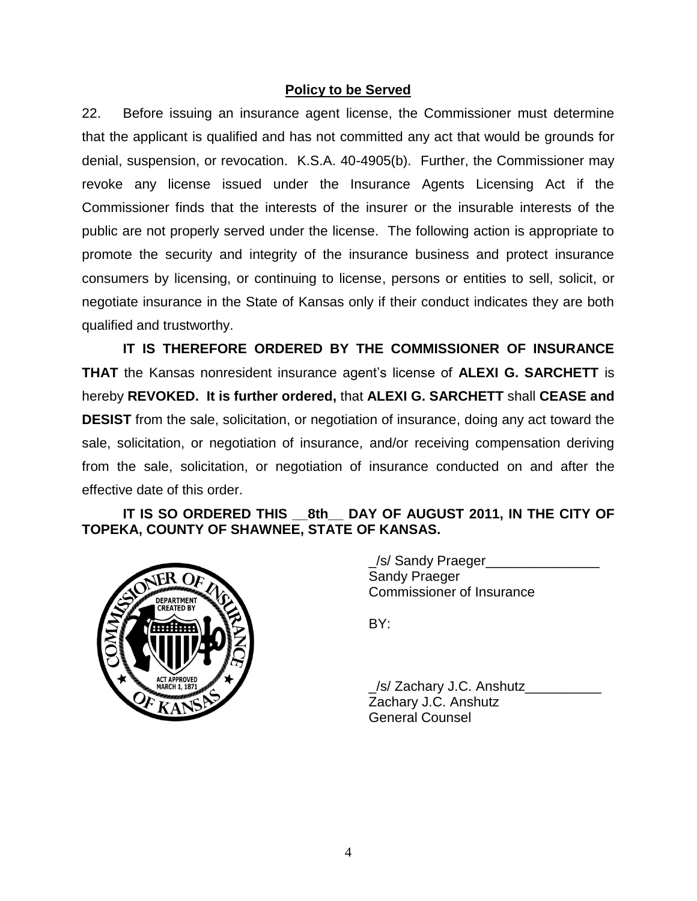**Policy to be Served**

22. Before issuing an insurance agent license, the Commissioner must determine that the applicant is qualified and has not committed any act that would be grounds for denial, suspension, or revocation. K.S.A. 40-4905(b). Further, the Commissioner may revoke any license issued under the Insurance Agents Licensing Act if the Commissioner finds that the interests of the insurer or the insurable interests of the public are not properly served under the license. The following action is appropriate to promote the security and integrity of the insurance business and protect insurance consumers by licensing, or continuing to license, persons or entities to sell, solicit, or negotiate insurance in the State of Kansas only if their conduct indicates they are both qualified and trustworthy.

**IT IS THEREFORE ORDERED BY THE COMMISSIONER OF INSURANCE THAT** the Kansas nonresident insurance agent's license of **ALEXI G. SARCHETT** is hereby **REVOKED. It is further ordered,** that **ALEXI G. SARCHETT** shall **CEASE and DESIST** from the sale, solicitation, or negotiation of insurance, doing any act toward the sale, solicitation, or negotiation of insurance, and/or receiving compensation deriving from the sale, solicitation, or negotiation of insurance conducted on and after the effective date of this order.

**IT IS SO ORDERED THIS __8th__ DAY OF AUGUST 2011, IN THE CITY OF TOPEKA, COUNTY OF SHAWNEE, STATE OF KANSAS.**

_/s/ Sandy Praeger_______________
Sandy Praeger
Commissioner of Insurance

BY:

_/s/ Zachary J.C. Anshutz__________
Zachary J.C. Anshutz
General Counsel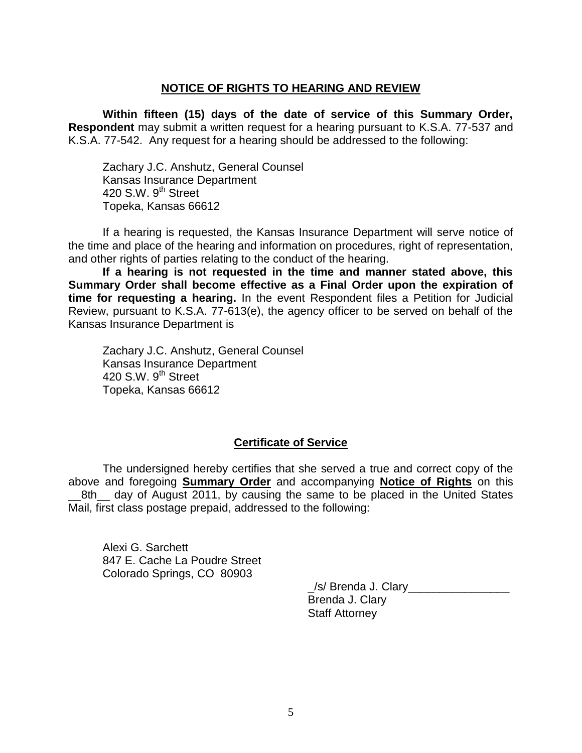## NOTICE OF RIGHTS TO HEARING AND REVIEW

**Within fifteen (15) days of the date of service of this Summary Order, Respondent** may submit a written request for a hearing pursuant to K.S.A. 77-537 and K.S.A. 77-542. Any request for a hearing should be addressed to the following:

Zachary J.C. Anshutz, General Counsel
Kansas Insurance Department
420 S.W. 9th Street
Topeka, Kansas 66612

If a hearing is requested, the Kansas Insurance Department will serve notice of the time and place of the hearing and information on procedures, right of representation, and other rights of parties relating to the conduct of the hearing.

**If a hearing is not requested in the time and manner stated above, this Summary Order shall become effective as a Final Order upon the expiration of time for requesting a hearing.** In the event Respondent files a Petition for Judicial Review, pursuant to K.S.A. 77-613(e), the agency officer to be served on behalf of the Kansas Insurance Department is

Zachary J.C. Anshutz, General Counsel
Kansas Insurance Department
420 S.W. 9th Street
Topeka, Kansas 66612

## Certificate of Service

The undersigned hereby certifies that she served a true and correct copy of the above and foregoing **Summary Order** and accompanying **Notice of Rights** on this __8th__ day of August 2011, by causing the same to be placed in the United States Mail, first class postage prepaid, addressed to the following:

Alexi G. Sarchett
847 E. Cache La Poudre Street
Colorado Springs, CO 80903

_/s/ Brenda J. Clary________________
Brenda J. Clary
Staff Attorney